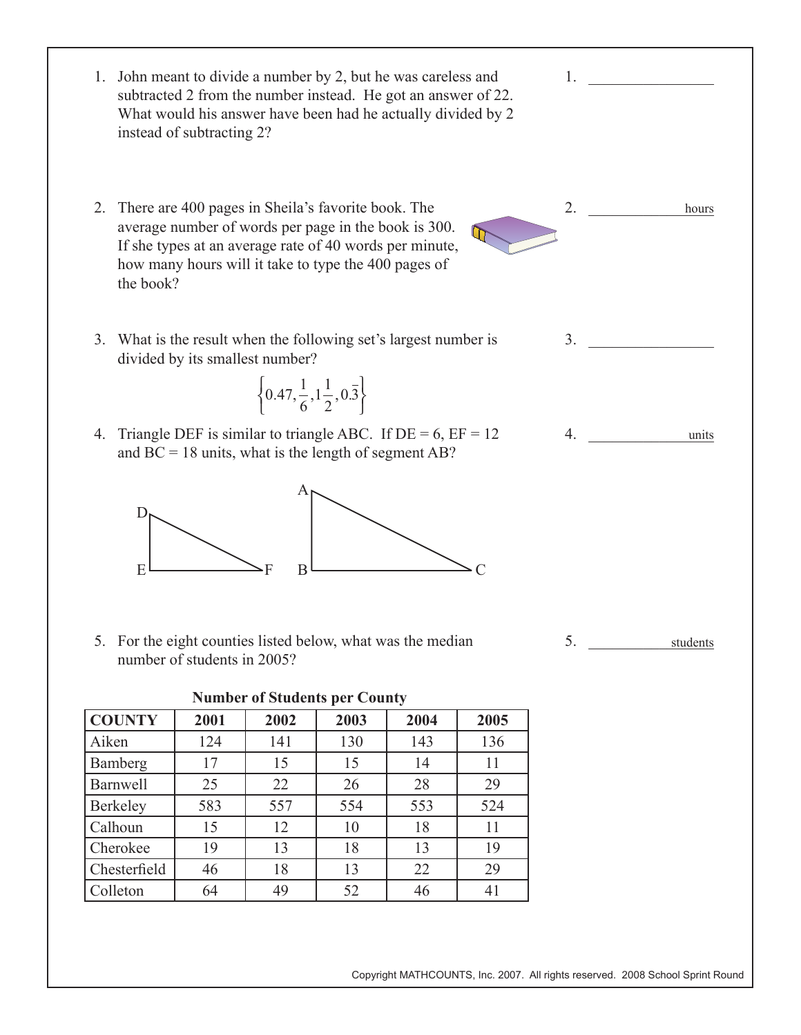1. John meant to divide a number by 2, but he was careless and subtracted 2 from the number instead. He got an answer of 22. What would his answer have been had he actually divided by 2 instead of subtracting 2?

1. ________________

2. There are 400 pages in Sheila's favorite book. The average number of words per page in the book is 300. If she types at an average rate of 40 words per minute, how many hours will it take to type the 400 pages of the book?

2. ____________ hours

3. What is the result when the following set's largest number is divided by its smallest number?

$$\left\{0.47, \frac{1}{6}, 1\frac{1}{2}, 0.\overline{3}\right\}$$

3. ________________

4. Triangle DEF is similar to triangle ABC. If DE = 6, EF = 12 and BC = 18 units, what is the length of segment AB?

4. ____________ units

5. For the eight counties listed below, what was the median number of students in 2005?

5. ____________ students

**Number of Students per County**

| COUNTY | 2001 | 2002 | 2003 | 2004 | 2005 |
|---|---|---|---|---|---|
| Aiken | 124 | 141 | 130 | 143 | 136 |
| Bamberg | 17 | 15 | 15 | 14 | 11 |
| Barnwell | 25 | 22 | 26 | 28 | 29 |
| Berkeley | 583 | 557 | 554 | 553 | 524 |
| Calhoun | 15 | 12 | 10 | 18 | 11 |
| Cherokee | 19 | 13 | 18 | 13 | 19 |
| Chesterfield | 46 | 18 | 13 | 22 | 29 |
| Colleton | 64 | 49 | 52 | 46 | 41 |

Copyright MATHCOUNTS, Inc. 2007. All rights reserved. 2008 School Sprint Round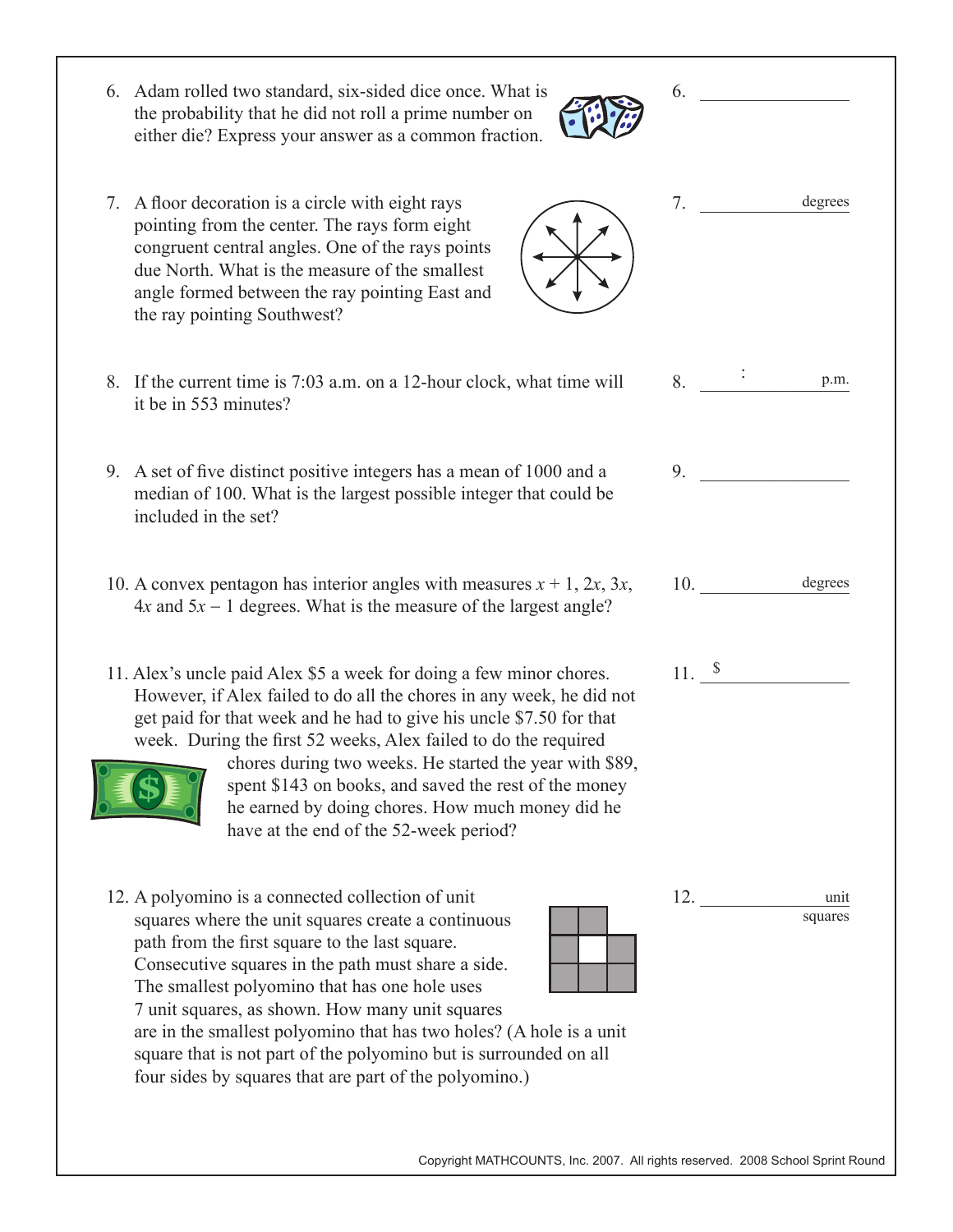6. Adam rolled two standard, six-sided dice once. What is the probability that he did not roll a prime number on either die? Express your answer as a common fraction.

6. ________________

7. A floor decoration is a circle with eight rays pointing from the center. The rays form eight congruent central angles. One of the rays points due North. What is the measure of the smallest angle formed between the ray pointing East and the ray pointing Southwest?

7. ________________ degrees

8. If the current time is 7:03 a.m. on a 12-hour clock, what time will it be in 553 minutes?

8. ______ : ______ p.m.

9. A set of five distinct positive integers has a mean of 1000 and a median of 100. What is the largest possible integer that could be included in the set?

9. ________________

10. A convex pentagon has interior angles with measures $x + 1$, $2x$, $3x$, $4x$ and $5x - 1$ degrees. What is the measure of the largest angle?

10. ________________ degrees

11. Alex's uncle paid Alex \$5 a week for doing a few minor chores. However, if Alex failed to do all the chores in any week, he did not get paid for that week and he had to give his uncle \$7.50 for that week. During the first 52 weeks, Alex failed to do the required chores during two weeks. He started the year with \$89, spent \$143 on books, and saved the rest of the money he earned by doing chores. How much money did he have at the end of the 52-week period?

11. \$ ________________

12. A polyomino is a connected collection of unit squares where the unit squares create a continuous path from the first square to the last square. Consecutive squares in the path must share a side. The smallest polyomino that has one hole uses 7 unit squares, as shown. How many unit squares are in the smallest polyomino that has two holes? (A hole is a unit square that is not part of the polyomino but is surrounded on all four sides by squares that are part of the polyomino.)

12. ________________ unit squares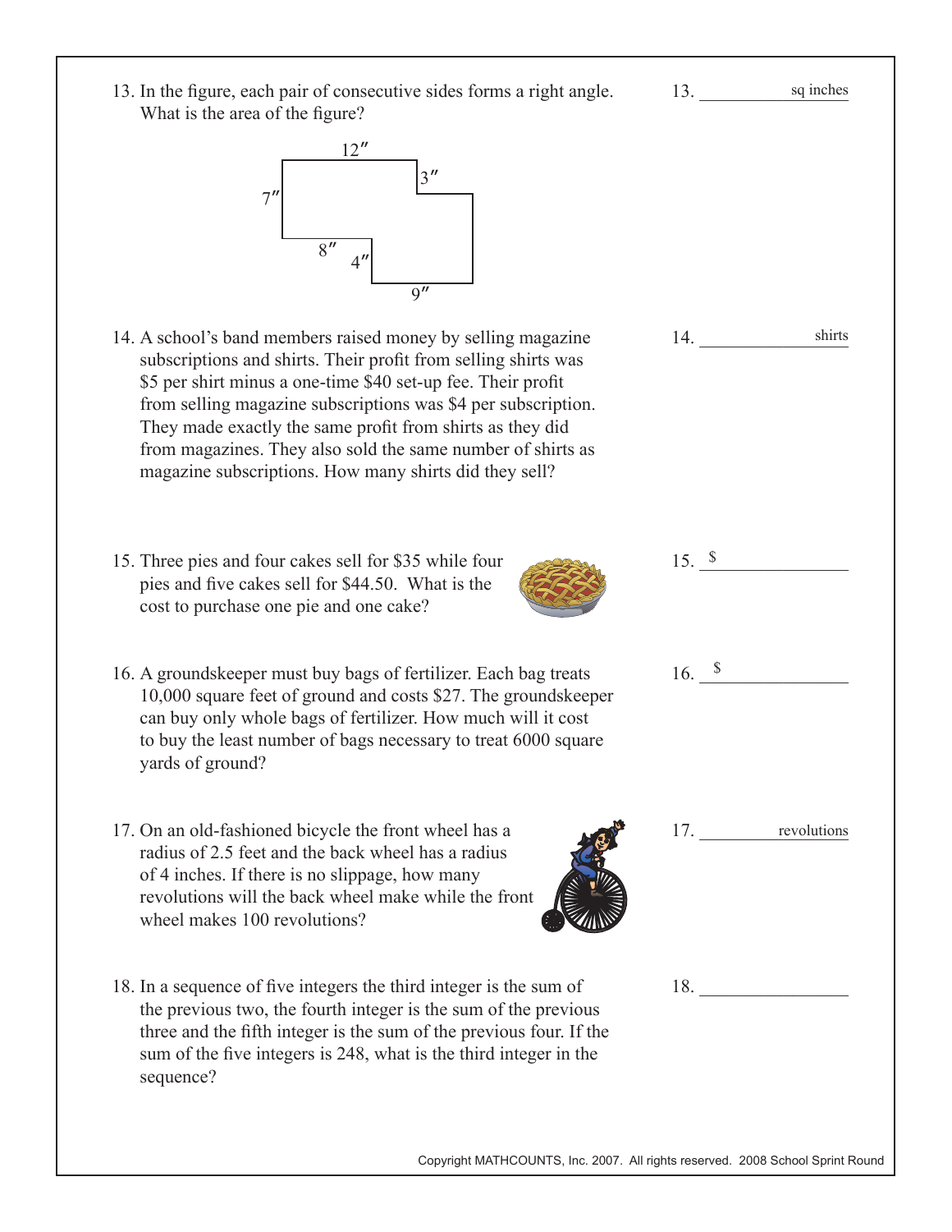13. In the figure, each pair of consecutive sides forms a right angle. What is the area of the figure?

12″ 3″ 7″ 8″ 4″ 9″

13. ____________ sq inches

14. A school's band members raised money by selling magazine subscriptions and shirts. Their profit from selling shirts was \$5 per shirt minus a one-time \$40 set-up fee. Their profit from selling magazine subscriptions was \$4 per subscription. They made exactly the same profit from shirts as they did from magazines. They also sold the same number of shirts as magazine subscriptions. How many shirts did they sell?

14. ____________ shirts

15. Three pies and four cakes sell for \$35 while four pies and five cakes sell for \$44.50. What is the cost to purchase one pie and one cake?

15. \$ ____________

16. A groundskeeper must buy bags of fertilizer. Each bag treats 10,000 square feet of ground and costs \$27. The groundskeeper can buy only whole bags of fertilizer. How much will it cost to buy the least number of bags necessary to treat 6000 square yards of ground?

16. \$ ____________

17. On an old-fashioned bicycle the front wheel has a radius of 2.5 feet and the back wheel has a radius of 4 inches. If there is no slippage, how many revolutions will the back wheel make while the front wheel makes 100 revolutions?

17. ____________ revolutions

18. In a sequence of five integers the third integer is the sum of the previous two, the fourth integer is the sum of the previous three and the fifth integer is the sum of the previous four. If the sum of the five integers is 248, what is the third integer in the sequence?

18. ____________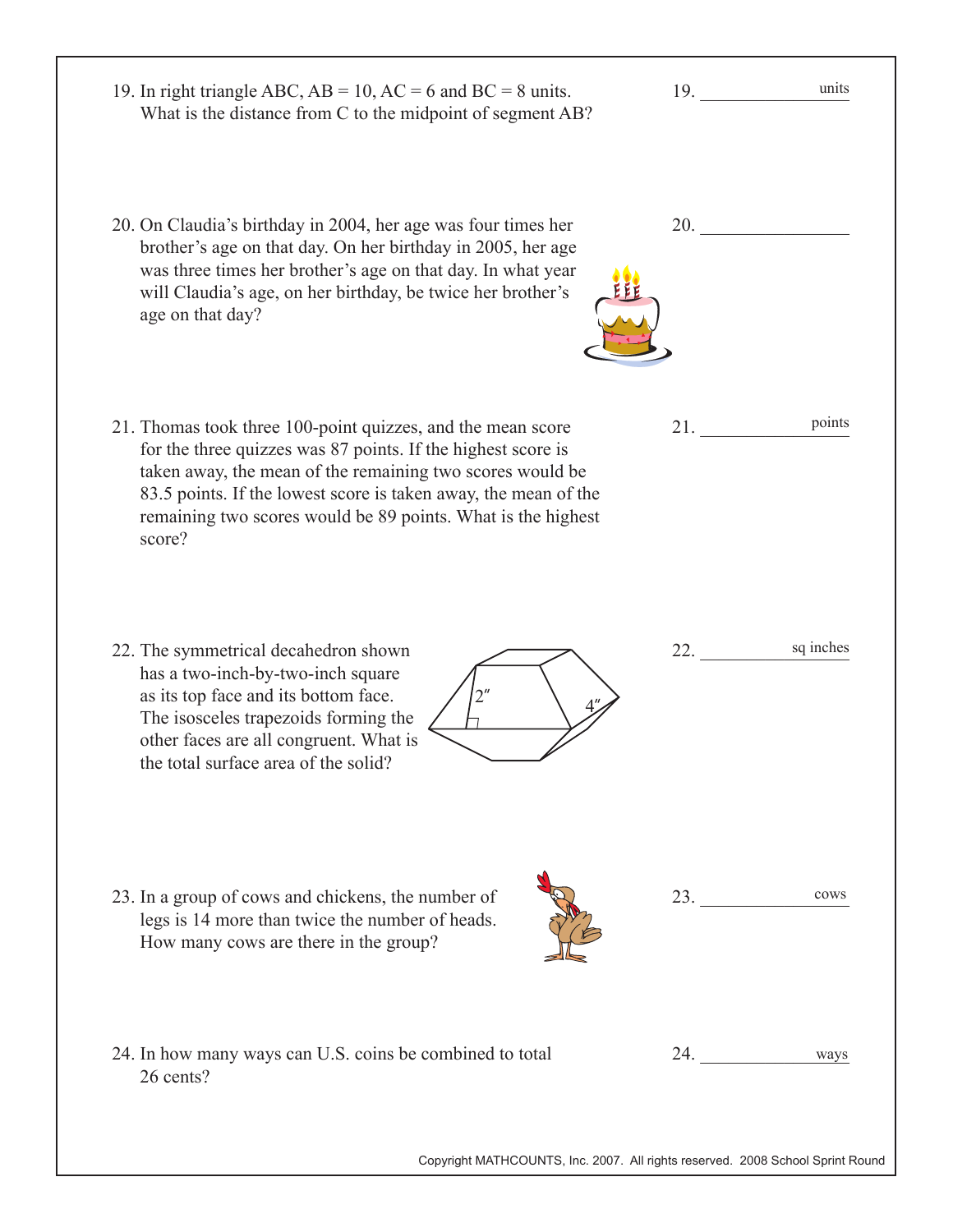19. In right triangle ABC, AB = 10, AC = 6 and BC = 8 units. What is the distance from C to the midpoint of segment AB?

19. ______________ units

20. On Claudia's birthday in 2004, her age was four times her brother's age on that day. On her birthday in 2005, her age was three times her brother's age on that day. In what year will Claudia's age, on her birthday, be twice her brother's age on that day?

20. ______________

21. Thomas took three 100-point quizzes, and the mean score for the three quizzes was 87 points. If the highest score is taken away, the mean of the remaining two scores would be 83.5 points. If the lowest score is taken away, the mean of the remaining two scores would be 89 points. What is the highest score?

21. ______________ points

22. The symmetrical decahedron shown has a two-inch-by-two-inch square as its top face and its bottom face. The isosceles trapezoids forming the other faces are all congruent. What is the total surface area of the solid?

2″

4″

22. ______________ sq inches

23. In a group of cows and chickens, the number of legs is 14 more than twice the number of heads. How many cows are there in the group?

23. ______________ cows

24. In how many ways can U.S. coins be combined to total 26 cents?

24. ______________ ways

Copyright MATHCOUNTS, Inc. 2007. All rights reserved. 2008 School Sprint Round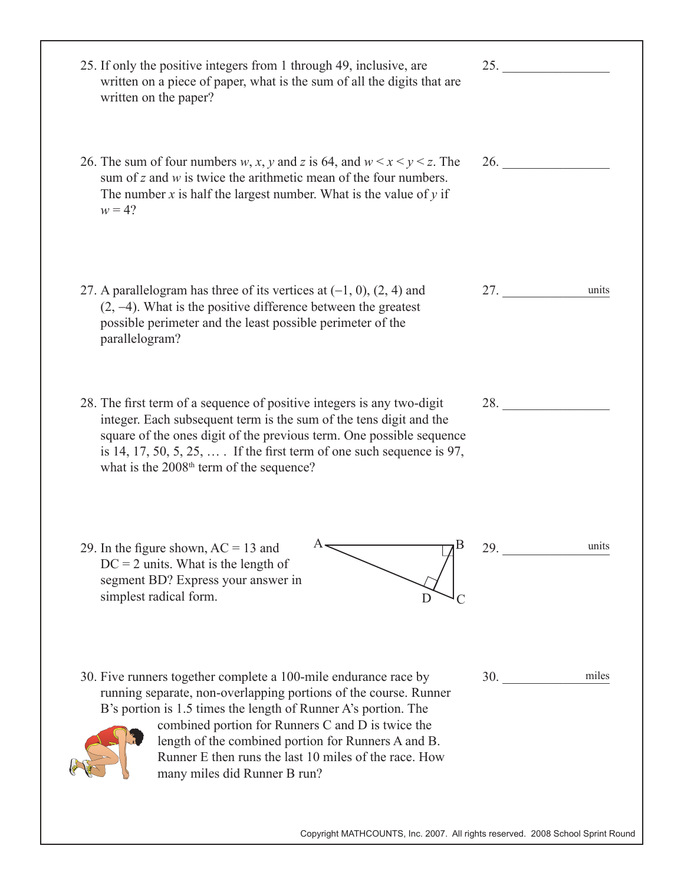25. If only the positive integers from 1 through 49, inclusive, are written on a piece of paper, what is the sum of all the digits that are written on the paper?

25. ________________

26. The sum of four numbers $w$, $x$, $y$ and $z$ is 64, and $w < x < y < z$. The sum of $z$ and $w$ is twice the arithmetic mean of the four numbers. The number $x$ is half the largest number. What is the value of $y$ if $w = 4$?

26. ________________

27. A parallelogram has three of its vertices at $(-1, 0)$, $(2, 4)$ and $(2, -4)$. What is the positive difference between the greatest possible perimeter and the least possible perimeter of the parallelogram?

27. ________________ units

28. The first term of a sequence of positive integers is any two-digit integer. Each subsequent term is the sum of the tens digit and the square of the ones digit of the previous term. One possible sequence is 14, 17, 50, 5, 25, … . If the first term of one such sequence is 97, what is the 2008th term of the sequence?

28. ________________

29. In the figure shown, AC = 13 and DC = 2 units. What is the length of segment BD? Express your answer in simplest radical form.

A
B
D
C

29. ________________ units

30. Five runners together complete a 100-mile endurance race by running separate, non-overlapping portions of the course. Runner B's portion is 1.5 times the length of Runner A's portion. The combined portion for Runners C and D is twice the length of the combined portion for Runners A and B. Runner E then runs the last 10 miles of the race. How many miles did Runner B run?

30. ________________ miles